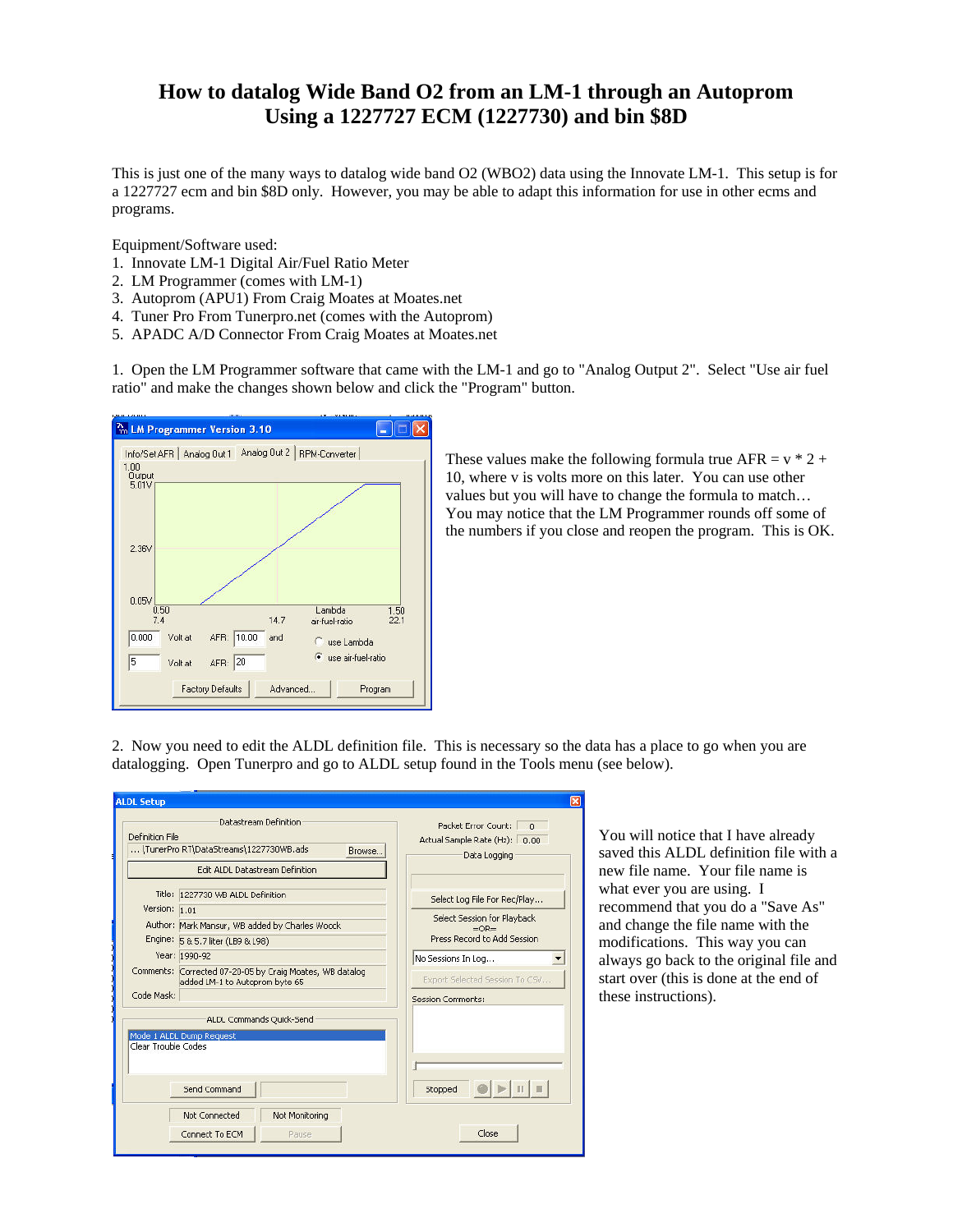# How to datalog Wide Band O2 from an LM-1 through an Autoprom Using a 1227727 ECM (1227730) and bin $8D

This is just one of the many ways to datalog wide band O2 (WBO2) data using the Innovate LM-1. This setup is for a 1227727 ecm and bin $8D only. However, you may be able to adapt this information for use in other ecms and programs.

Equipment/Software used:

1. Innovate LM-1 Digital Air/Fuel Ratio Meter
2. LM Programmer (comes with LM-1)
3. Autoprom (APU1) From Craig Moates at Moates.net
4. Tuner Pro From Tunerpro.net (comes with the Autoprom)
5. APADC A/D Connector From Craig Moates at Moates.net

1. Open the LM Programmer software that came with the LM-1 and go to "Analog Output 2". Select "Use air fuel ratio" and make the changes shown below and click the "Program" button.

These values make the following formula true AFR = v * 2 + 10, where v is volts more on this later. You can use other values but you will have to change the formula to match… You may notice that the LM Programmer rounds off some of the numbers if you close and reopen the program. This is OK.

2. Now you need to edit the ALDL definition file. This is necessary so the data has a place to go when you are datalogging. Open Tunerpro and go to ALDL setup found in the Tools menu (see below).

You will notice that I have already saved this ALDL definition file with a new file name. Your file name is what ever you are using. I recommend that you do a "Save As" and change the file name with the modifications. This way you can always go back to the original file and start over (this is done at the end of these instructions).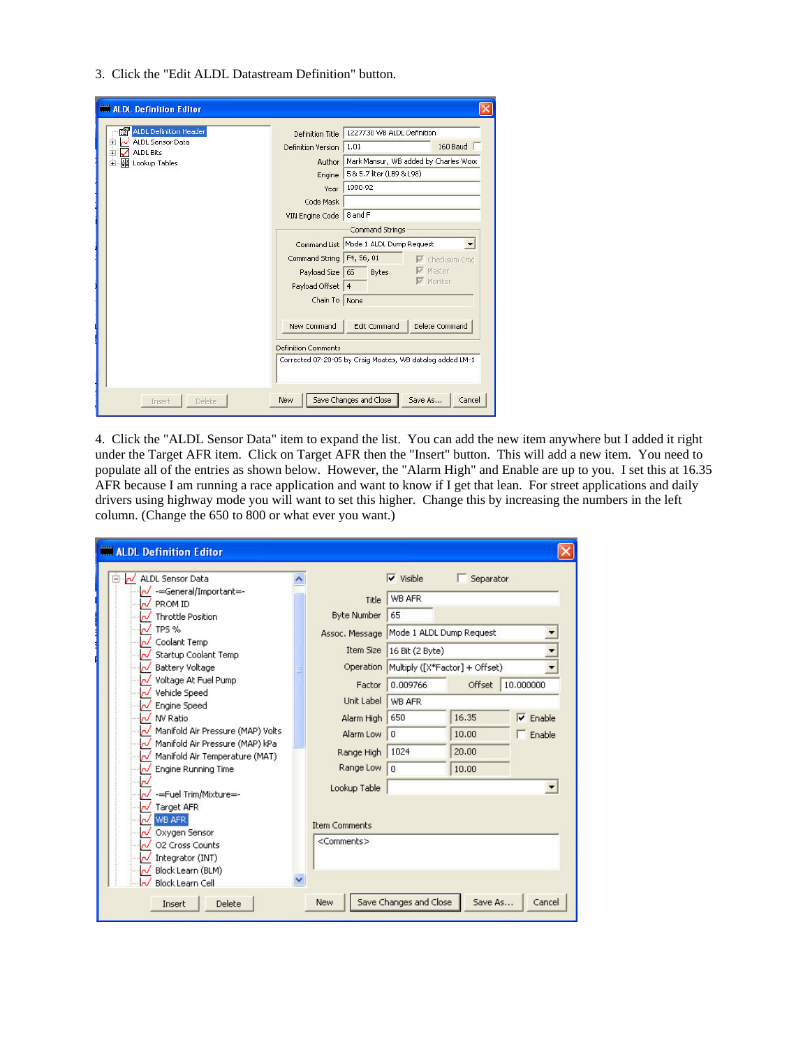3. Click the "Edit ALDL Datastream Definition" button.

4. Click the "ALDL Sensor Data" item to expand the list. You can add the new item anywhere but I added it right under the Target AFR item. Click on Target AFR then the "Insert" button. This will add a new item. You need to populate all of the entries as shown below. However, the "Alarm High" and Enable are up to you. I set this at 16.35 AFR because I am running a race application and want to know if I get that lean. For street applications and daily drivers using highway mode you will want to set this higher. Change this by increasing the numbers in the left column. (Change the 650 to 800 or what ever you want.)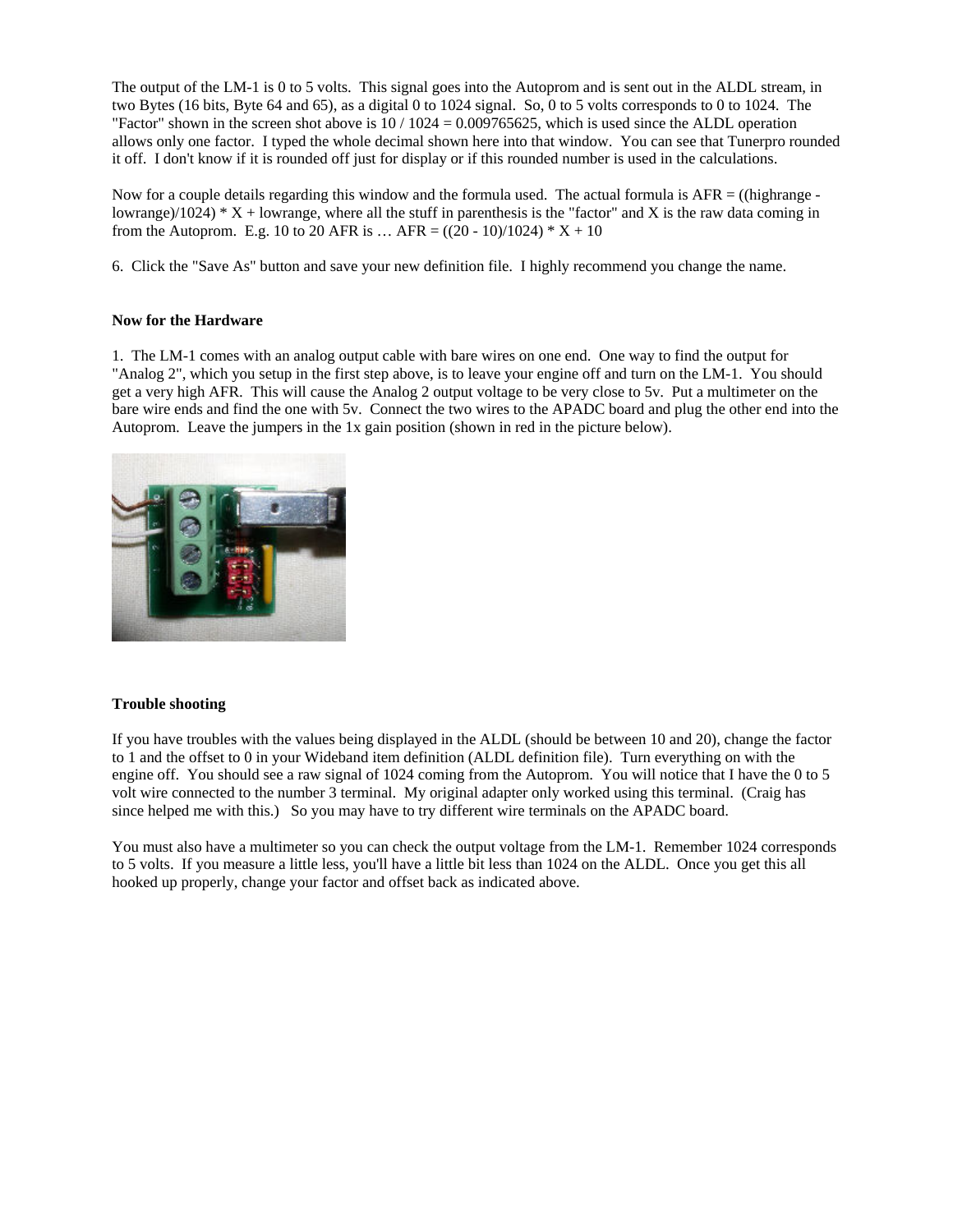The output of the LM-1 is 0 to 5 volts. This signal goes into the Autoprom and is sent out in the ALDL stream, in two Bytes (16 bits, Byte 64 and 65), as a digital 0 to 1024 signal. So, 0 to 5 volts corresponds to 0 to 1024. The "Factor" shown in the screen shot above is 10 / 1024 = 0.009765625, which is used since the ALDL operation allows only one factor. I typed the whole decimal shown here into that window. You can see that Tunerpro rounded it off. I don't know if it is rounded off just for display or if this rounded number is used in the calculations.

Now for a couple details regarding this window and the formula used. The actual formula is AFR = ((highrange - lowrange)/1024) * X + lowrange, where all the stuff in parenthesis is the "factor" and X is the raw data coming in from the Autoprom. E.g. 10 to 20 AFR is … AFR = ((20 - 10)/1024) * X + 10

6. Click the "Save As" button and save your new definition file. I highly recommend you change the name.

**Now for the Hardware**

1. The LM-1 comes with an analog output cable with bare wires on one end. One way to find the output for "Analog 2", which you setup in the first step above, is to leave your engine off and turn on the LM-1. You should get a very high AFR. This will cause the Analog 2 output voltage to be very close to 5v. Put a multimeter on the bare wire ends and find the one with 5v. Connect the two wires to the APADC board and plug the other end into the Autoprom. Leave the jumpers in the 1x gain position (shown in red in the picture below).

**Trouble shooting**

If you have troubles with the values being displayed in the ALDL (should be between 10 and 20), change the factor to 1 and the offset to 0 in your Wideband item definition (ALDL definition file). Turn everything on with the engine off. You should see a raw signal of 1024 coming from the Autoprom. You will notice that I have the 0 to 5 volt wire connected to the number 3 terminal. My original adapter only worked using this terminal. (Craig has since helped me with this.) So you may have to try different wire terminals on the APADC board.

You must also have a multimeter so you can check the output voltage from the LM-1. Remember 1024 corresponds to 5 volts. If you measure a little less, you'll have a little bit less than 1024 on the ALDL. Once you get this all hooked up properly, change your factor and offset back as indicated above.